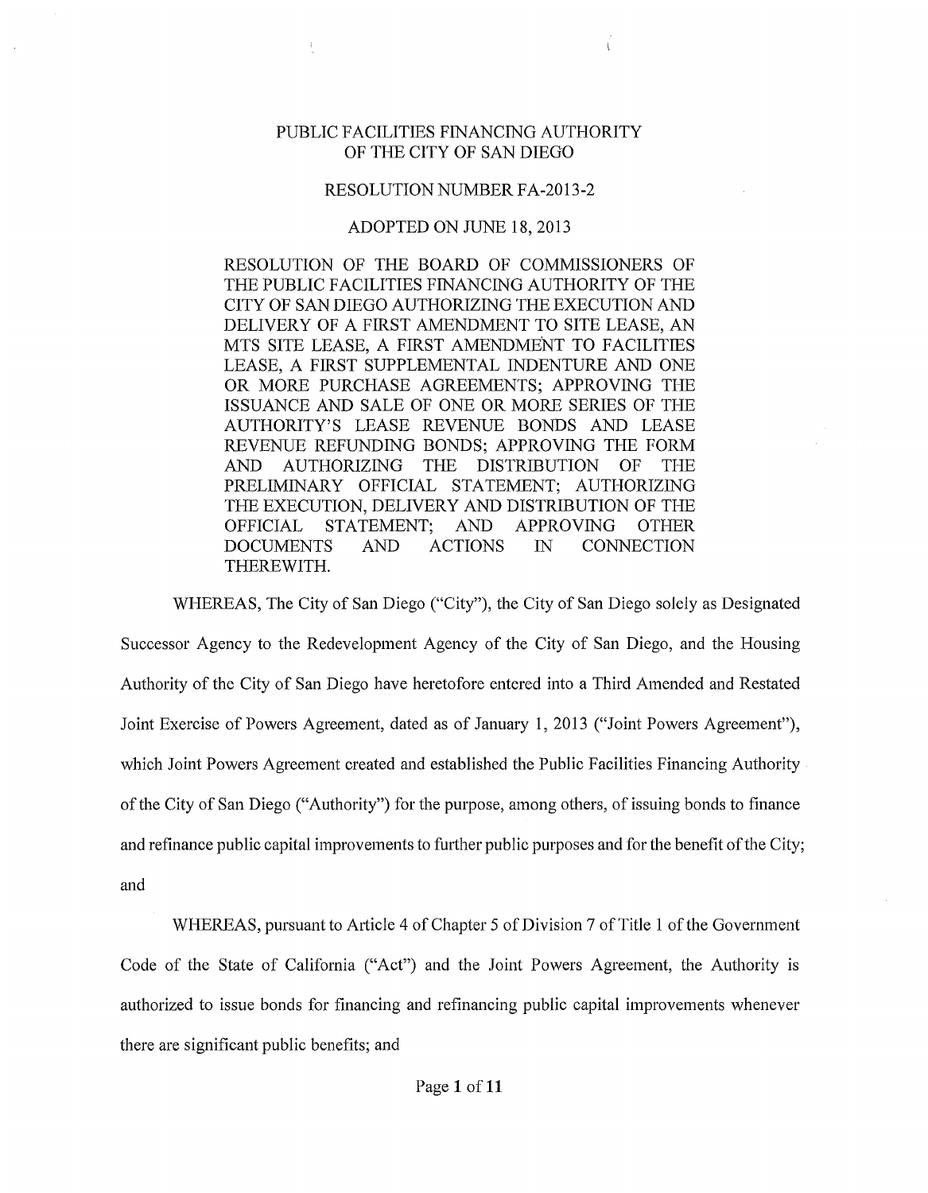# PUBLIC FACILITIES FINANCING AUTHORITY OF THE CITY OF SAN DIEGO

## RESOLUTION NUMBER FA-2013-2

### ADOPTED ON JUNE 18, 2013

RESOLUTION OF THE BOARD OF COMMISSIONERS OF THE PUBLIC FACILITIES FINANCING AUTHORITY OF THE CITY OF SAN DIEGO AUTHORIZING THE EXECUTION AND DELIVERY OF A FIRST AMENDMENT TO SITE LEASE, AN MTS SITE LEASE, A FIRST AMENDMENT TO FACILITIES LEASE, A FIRST SUPPLEMENTAL INDENTURE AND ONE OR MORE PURCHASE AGREEMENTS; APPROVING THE ISSUANCE AND SALE OF ONE OR MORE SERIES OF THE AUTHORITY'S LEASE REVENUE BONDS AND LEASE REVENUE REFUNDING BONDS; APPROVING THE FORM AND AUTHORIZING THE DISTRIBUTION OF THE PRELIMINARY OFFICIAL STATEMENT; AUTHORIZING THE EXECUTION, DELIVERY AND DISTRIBUTION OF THE OFFICIAL STATEMENT; AND APPROVING OTHER DOCUMENTS AND ACTIONS IN CONNECTION THEREWITH.

WHEREAS, The City of San Diego ("City"), the City of San Diego solely as Designated Successor Agency to the Redevelopment Agency of the City of San Diego, and the Housing Authority of the City of San Diego have heretofore entered into a Third Amended and Restated Joint Exercise of Powers Agreement, dated as of January 1, 2013 ("Joint Powers Agreement"), which Joint Powers Agreement created and established the Public Facilities Financing Authority of the City of San Diego ("Authority") for the purpose, among others, of issuing bonds to finance and refinance public capital improvements to further public purposes and for the benefit of the City; and

WHEREAS, pursuant to Article 4 of Chapter 5 of Division 7 of Title 1 of the Government Code of the State of California ("Act") and the Joint Powers Agreement, the Authority is authorized to issue bonds for financing and refinancing public capital improvements whenever there are significant public benefits; and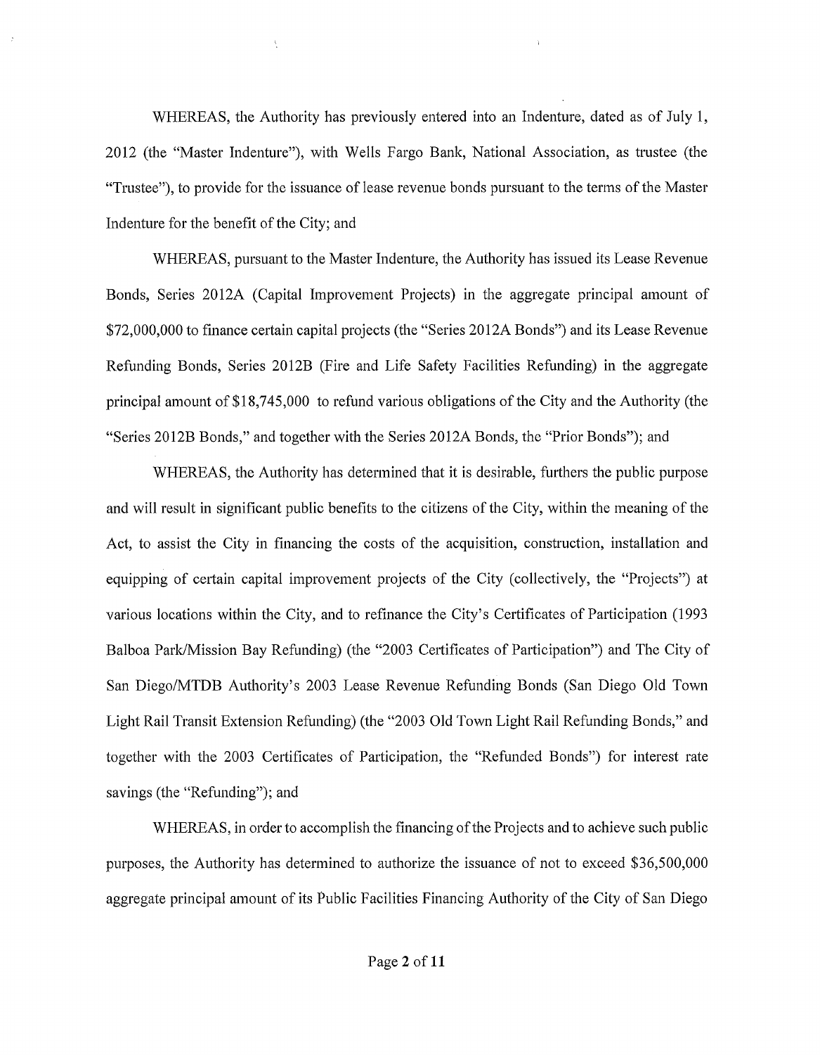WHEREAS, the Authority has previously entered into an Indenture, dated as of July 1, 2012 (the "Master Indenture"), with Wells Fargo Bank, National Association, as trustee (the "Trustee"), to provide for the issuance of lease revenue bonds pursuant to the terms of the Master Indenture for the benefit of the City; and

WHEREAS, pursuant to the Master Indenture, the Authority has issued its Lease Revenue Bonds, Series 2012A (Capital Improvement Projects) in the aggregate principal amount of $72,000,000 to finance certain capital projects (the "Series 2012A Bonds") and its Lease Revenue Refunding Bonds, Series 2012B (Fire and Life Safety Facilities Refunding) in the aggregate principal amount of $18,745,000 to refund various obligations of the City and the Authority (the "Series 2012B Bonds," and together with the Series 2012A Bonds, the "Prior Bonds"); and

WHEREAS, the Authority has determined that it is desirable, furthers the public purpose and will result in significant public benefits to the citizens of the City, within the meaning of the Act, to assist the City in financing the costs of the acquisition, construction, installation and equipping of certain capital improvement projects of the City (collectively, the "Projects") at various locations within the City, and to refinance the City's Certificates of Participation (1993 Balboa Park/Mission Bay Refunding) (the "2003 Certificates of Participation") and The City of San Diego/MTDB Authority's 2003 Lease Revenue Refunding Bonds (San Diego Old Town Light Rail Transit Extension Refunding) (the "2003 Old Town Light Rail Refunding Bonds," and together with the 2003 Certificates of Participation, the "Refunded Bonds") for interest rate savings (the "Refunding"); and

WHEREAS, in order to accomplish the financing of the Projects and to achieve such public purposes, the Authority has determined to authorize the issuance of not to exceed $36,500,000 aggregate principal amount of its Public Facilities Financing Authority of the City of San Diego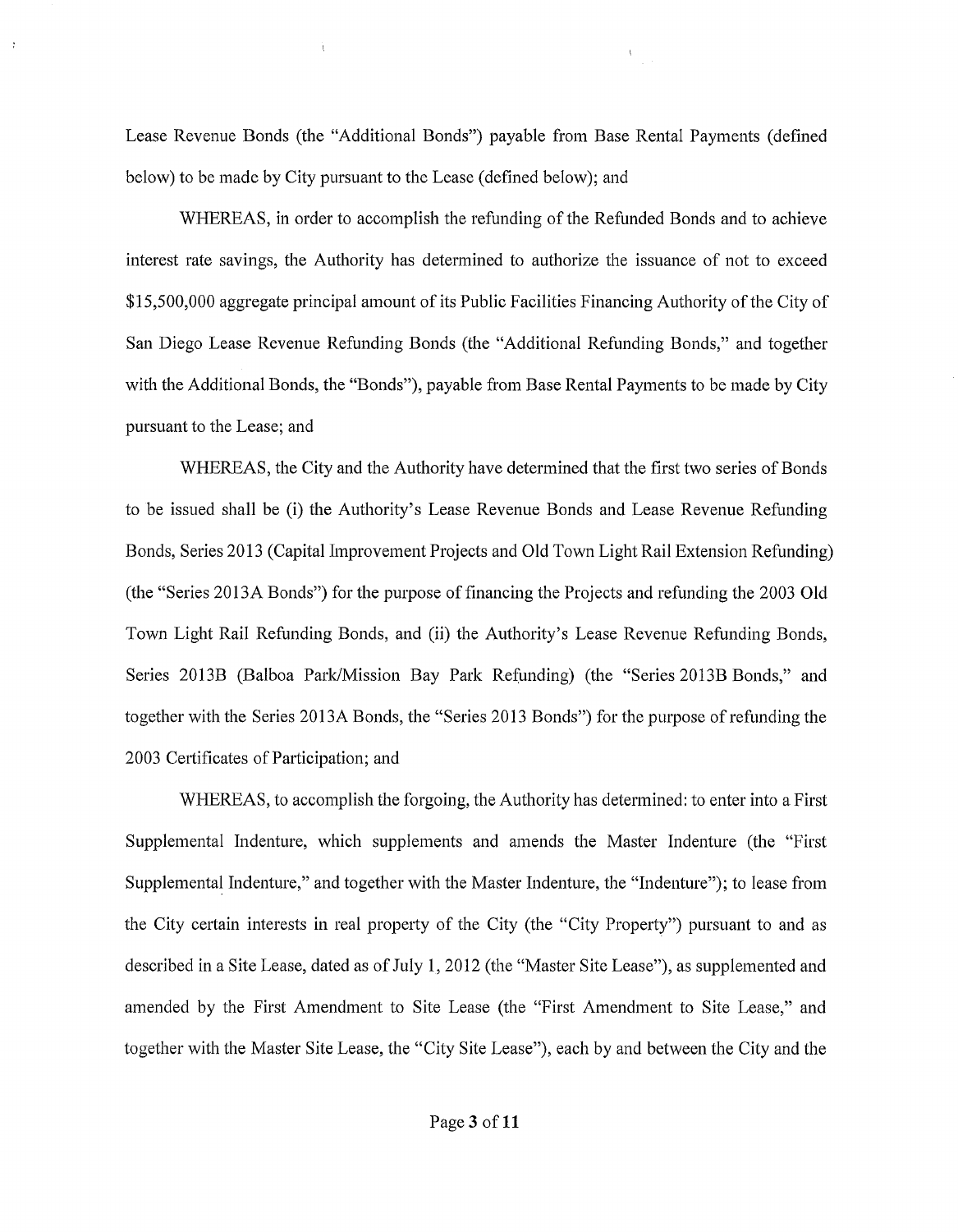Lease Revenue Bonds (the "Additional Bonds") payable from Base Rental Payments (defined below) to be made by City pursuant to the Lease (defined below); and

WHEREAS, in order to accomplish the refunding of the Refunded Bonds and to achieve interest rate savings, the Authority has determined to authorize the issuance of not to exceed $15,500,000 aggregate principal amount of its Public Facilities Financing Authority of the City of San Diego Lease Revenue Refunding Bonds (the "Additional Refunding Bonds," and together with the Additional Bonds, the "Bonds"), payable from Base Rental Payments to be made by City pursuant to the Lease; and

WHEREAS, the City and the Authority have determined that the first two series of Bonds to be issued shall be (i) the Authority's Lease Revenue Bonds and Lease Revenue Refunding Bonds, Series 2013 (Capital Improvement Projects and Old Town Light Rail Extension Refunding) (the "Series 2013A Bonds") for the purpose of financing the Projects and refunding the 2003 Old Town Light Rail Refunding Bonds, and (ii) the Authority's Lease Revenue Refunding Bonds, Series 2013B (Balboa Park/Mission Bay Park Refunding) (the "Series 2013B Bonds," and together with the Series 2013A Bonds, the "Series 2013 Bonds") for the purpose of refunding the 2003 Certificates of Participation; and

WHEREAS, to accomplish the forgoing, the Authority has determined: to enter into a First Supplemental Indenture, which supplements and amends the Master Indenture (the "First Supplemental Indenture," and together with the Master Indenture, the "Indenture"); to lease from the City certain interests in real property of the City (the "City Property") pursuant to and as described in a Site Lease, dated as of July 1, 2012 (the "Master Site Lease"), as supplemented and amended by the First Amendment to Site Lease (the "First Amendment to Site Lease," and together with the Master Site Lease, the "City Site Lease"), each by and between the City and the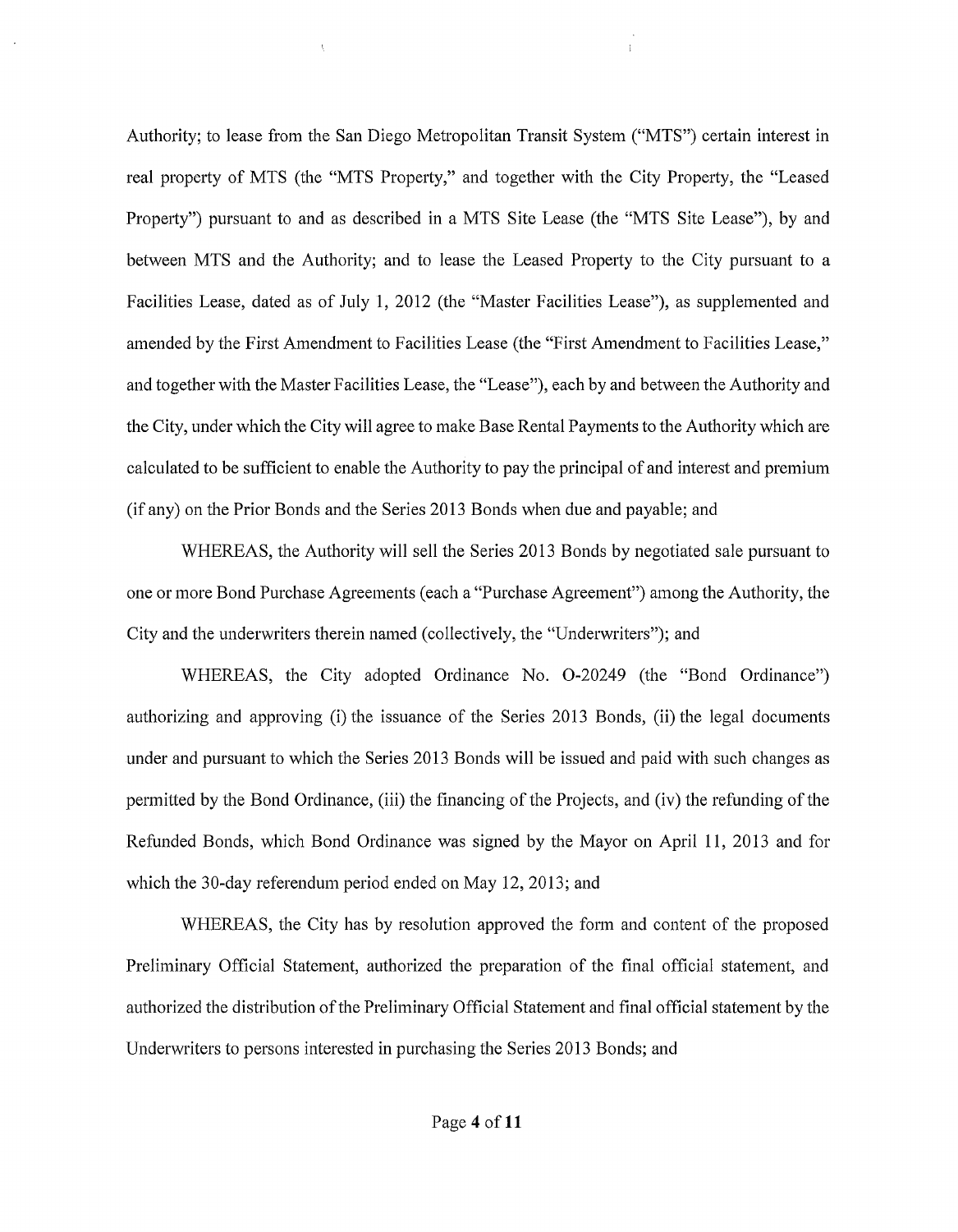Authority; to lease from the San Diego Metropolitan Transit System ("MTS") certain interest in real property of MTS (the "MTS Property," and together with the City Property, the "Leased Property") pursuant to and as described in a MTS Site Lease (the "MTS Site Lease"), by and between MTS and the Authority; and to lease the Leased Property to the City pursuant to a Facilities Lease, dated as of July 1, 2012 (the "Master Facilities Lease"), as supplemented and amended by the First Amendment to Facilities Lease (the "First Amendment to Facilities Lease," and together with the Master Facilities Lease, the "Lease"), each by and between the Authority and the City, under which the City will agree to make Base Rental Payments to the Authority which are calculated to be sufficient to enable the Authority to pay the principal of and interest and premium (if any) on the Prior Bonds and the Series 2013 Bonds when due and payable; and

WHEREAS, the Authority will sell the Series 2013 Bonds by negotiated sale pursuant to one or more Bond Purchase Agreements (each a "Purchase Agreement") among the Authority, the City and the underwriters therein named (collectively, the "Underwriters"); and

WHEREAS, the City adopted Ordinance No. O-20249 (the "Bond Ordinance") authorizing and approving (i) the issuance of the Series 2013 Bonds, (ii) the legal documents under and pursuant to which the Series 2013 Bonds will be issued and paid with such changes as permitted by the Bond Ordinance, (iii) the financing of the Projects, and (iv) the refunding of the Refunded Bonds, which Bond Ordinance was signed by the Mayor on April 11, 2013 and for which the 30-day referendum period ended on May 12, 2013; and

WHEREAS, the City has by resolution approved the form and content of the proposed Preliminary Official Statement, authorized the preparation of the final official statement, and authorized the distribution of the Preliminary Official Statement and final official statement by the Underwriters to persons interested in purchasing the Series 2013 Bonds; and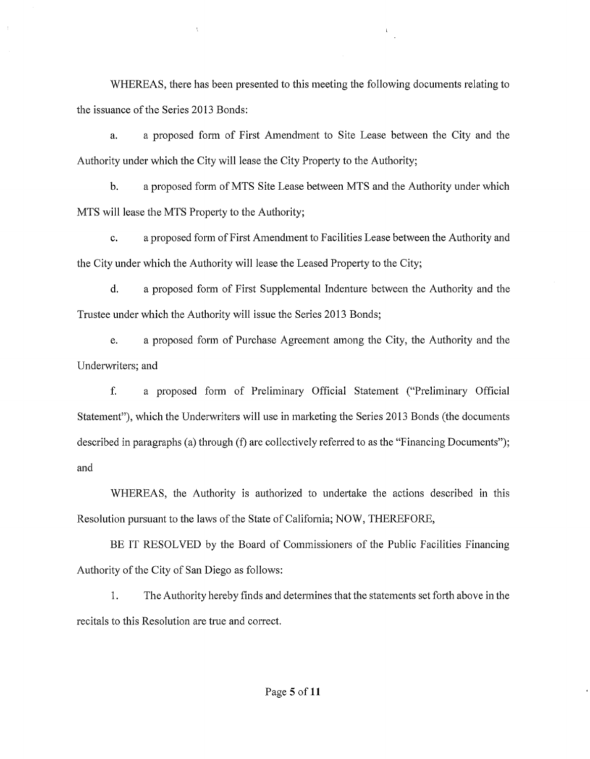WHEREAS, there has been presented to this meeting the following documents relating to the issuance of the Series 2013 Bonds:

a. a proposed form of First Amendment to Site Lease between the City and the Authority under which the City will lease the City Property to the Authority;

b. a proposed form of MTS Site Lease between MTS and the Authority under which MTS will lease the MTS Property to the Authority;

c. a proposed form of First Amendment to Facilities Lease between the Authority and the City under which the Authority will lease the Leased Property to the City;

d. a proposed form of First Supplemental Indenture between the Authority and the Trustee under which the Authority will issue the Series 2013 Bonds;

e. a proposed form of Purchase Agreement among the City, the Authority and the Underwriters; and

f. a proposed form of Preliminary Official Statement ("Preliminary Official Statement"), which the Underwriters will use in marketing the Series 2013 Bonds (the documents described in paragraphs (a) through (f) are collectively referred to as the "Financing Documents"); and

WHEREAS, the Authority is authorized to undertake the actions described in this Resolution pursuant to the laws of the State of California; NOW, THEREFORE,

BE IT RESOLVED by the Board of Commissioners of the Public Facilities Financing Authority of the City of San Diego as follows:

1. The Authority hereby finds and determines that the statements set forth above in the recitals to this Resolution are true and correct.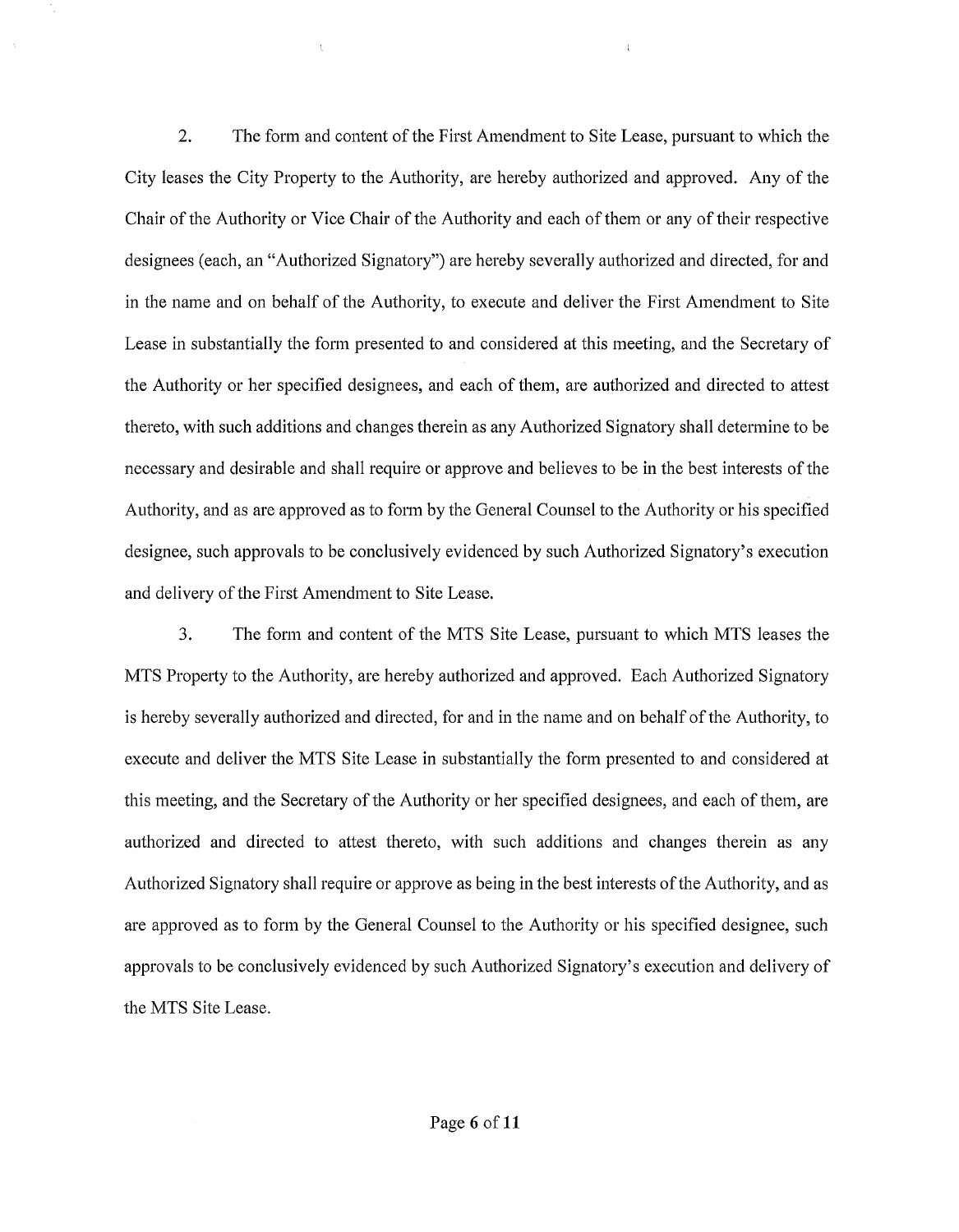2. The form and content of the First Amendment to Site Lease, pursuant to which the City leases the City Property to the Authority, are hereby authorized and approved. Any of the Chair of the Authority or Vice Chair of the Authority and each of them or any of their respective designees (each, an "Authorized Signatory") are hereby severally authorized and directed, for and in the name and on behalf of the Authority, to execute and deliver the First Amendment to Site Lease in substantially the form presented to and considered at this meeting, and the Secretary of the Authority or her specified designees, and each of them, are authorized and directed to attest thereto, with such additions and changes therein as any Authorized Signatory shall determine to be necessary and desirable and shall require or approve and believes to be in the best interests of the Authority, and as are approved as to form by the General Counsel to the Authority or his specified designee, such approvals to be conclusively evidenced by such Authorized Signatory's execution and delivery of the First Amendment to Site Lease.

3. The form and content of the MTS Site Lease, pursuant to which MTS leases the MTS Property to the Authority, are hereby authorized and approved. Each Authorized Signatory is hereby severally authorized and directed, for and in the name and on behalf of the Authority, to execute and deliver the MTS Site Lease in substantially the form presented to and considered at this meeting, and the Secretary of the Authority or her specified designees, and each of them, are authorized and directed to attest thereto, with such additions and changes therein as any Authorized Signatory shall require or approve as being in the best interests of the Authority, and as are approved as to form by the General Counsel to the Authority or his specified designee, such approvals to be conclusively evidenced by such Authorized Signatory's execution and delivery of the MTS Site Lease.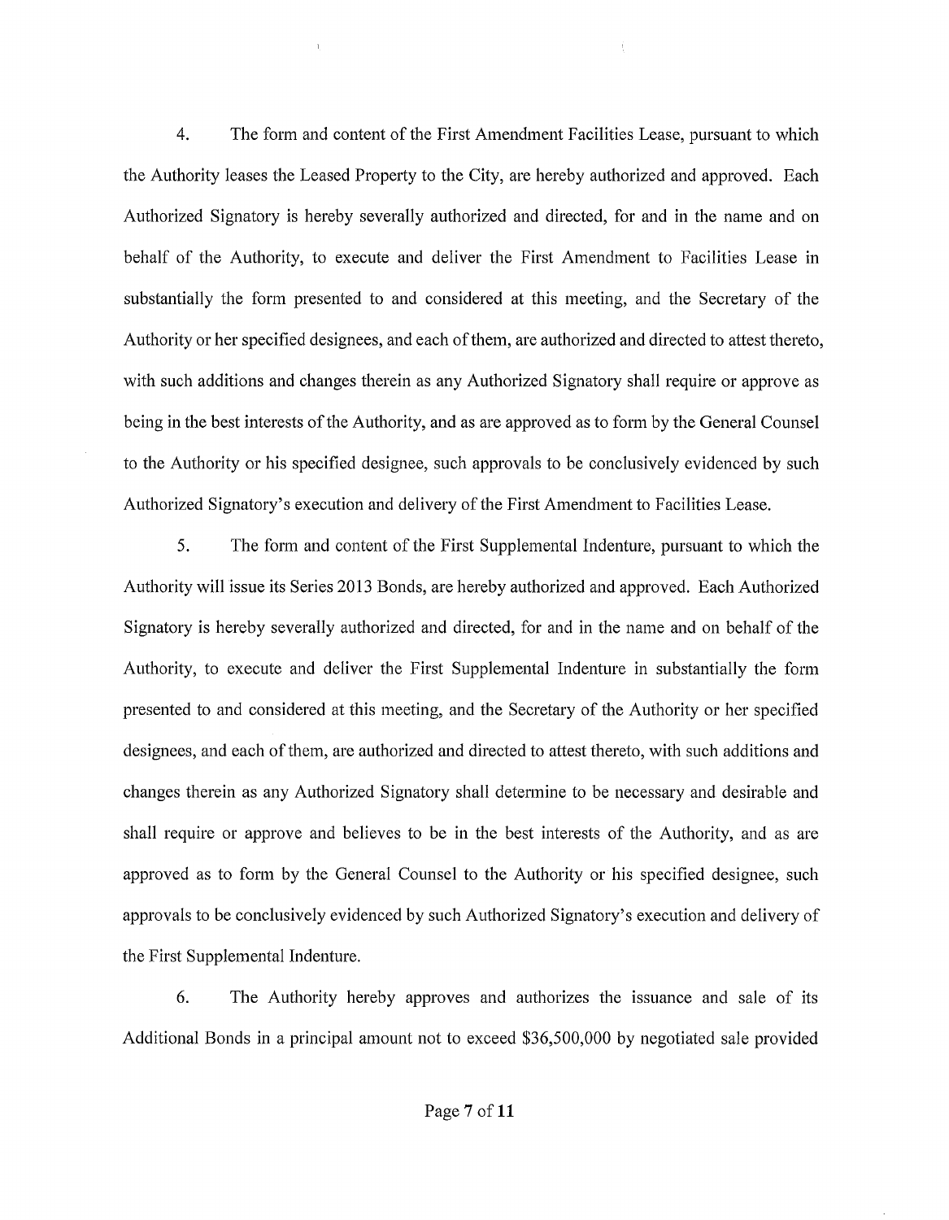4. The form and content of the First Amendment Facilities Lease, pursuant to which the Authority leases the Leased Property to the City, are hereby authorized and approved. Each Authorized Signatory is hereby severally authorized and directed, for and in the name and on behalf of the Authority, to execute and deliver the First Amendment to Facilities Lease in substantially the form presented to and considered at this meeting, and the Secretary of the Authority or her specified designees, and each of them, are authorized and directed to attest thereto, with such additions and changes therein as any Authorized Signatory shall require or approve as being in the best interests of the Authority, and as are approved as to form by the General Counsel to the Authority or his specified designee, such approvals to be conclusively evidenced by such Authorized Signatory's execution and delivery of the First Amendment to Facilities Lease.

5. The form and content of the First Supplemental Indenture, pursuant to which the Authority will issue its Series 2013 Bonds, are hereby authorized and approved. Each Authorized Signatory is hereby severally authorized and directed, for and in the name and on behalf of the Authority, to execute and deliver the First Supplemental Indenture in substantially the form presented to and considered at this meeting, and the Secretary of the Authority or her specified designees, and each of them, are authorized and directed to attest thereto, with such additions and changes therein as any Authorized Signatory shall determine to be necessary and desirable and shall require or approve and believes to be in the best interests of the Authority, and as are approved as to form by the General Counsel to the Authority or his specified designee, such approvals to be conclusively evidenced by such Authorized Signatory's execution and delivery of the First Supplemental Indenture.

6. The Authority hereby approves and authorizes the issuance and sale of its Additional Bonds in a principal amount not to exceed $36,500,000 by negotiated sale provided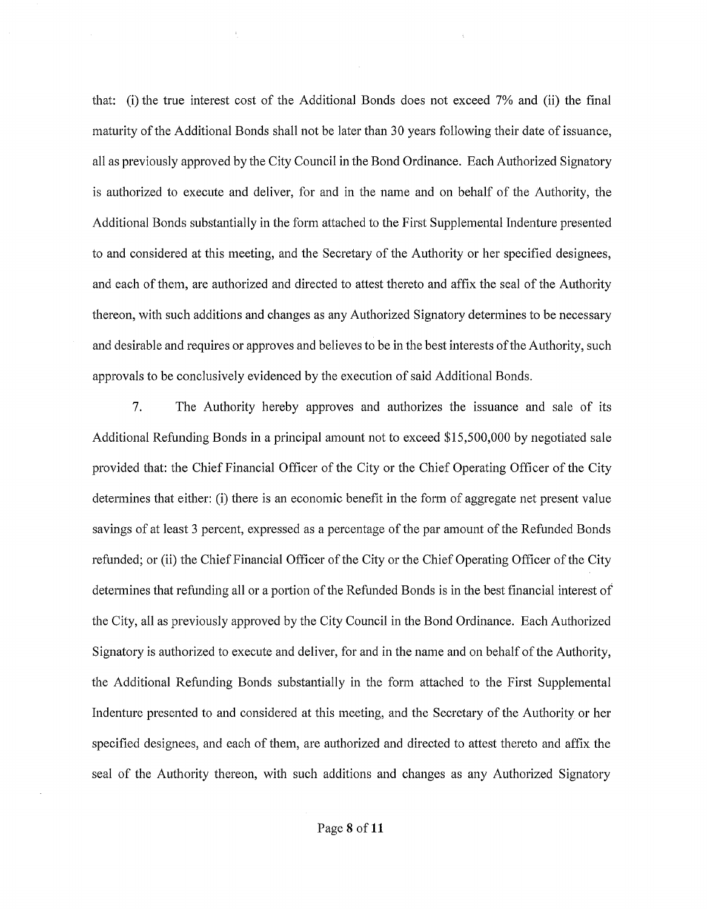that: (i) the true interest cost of the Additional Bonds does not exceed 7% and (ii) the final maturity of the Additional Bonds shall not be later than 30 years following their date of issuance, all as previously approved by the City Council in the Bond Ordinance. Each Authorized Signatory is authorized to execute and deliver, for and in the name and on behalf of the Authority, the Additional Bonds substantially in the form attached to the First Supplemental Indenture presented to and considered at this meeting, and the Secretary of the Authority or her specified designees, and each of them, are authorized and directed to attest thereto and affix the seal of the Authority thereon, with such additions and changes as any Authorized Signatory determines to be necessary and desirable and requires or approves and believes to be in the best interests of the Authority, such approvals to be conclusively evidenced by the execution of said Additional Bonds.

7. The Authority hereby approves and authorizes the issuance and sale of its Additional Refunding Bonds in a principal amount not to exceed $15,500,000 by negotiated sale provided that: the Chief Financial Officer of the City or the Chief Operating Officer of the City determines that either: (i) there is an economic benefit in the form of aggregate net present value savings of at least 3 percent, expressed as a percentage of the par amount of the Refunded Bonds refunded; or (ii) the Chief Financial Officer of the City or the Chief Operating Officer of the City determines that refunding all or a portion of the Refunded Bonds is in the best financial interest of the City, all as previously approved by the City Council in the Bond Ordinance. Each Authorized Signatory is authorized to execute and deliver, for and in the name and on behalf of the Authority, the Additional Refunding Bonds substantially in the form attached to the First Supplemental Indenture presented to and considered at this meeting, and the Secretary of the Authority or her specified designees, and each of them, are authorized and directed to attest thereto and affix the seal of the Authority thereon, with such additions and changes as any Authorized Signatory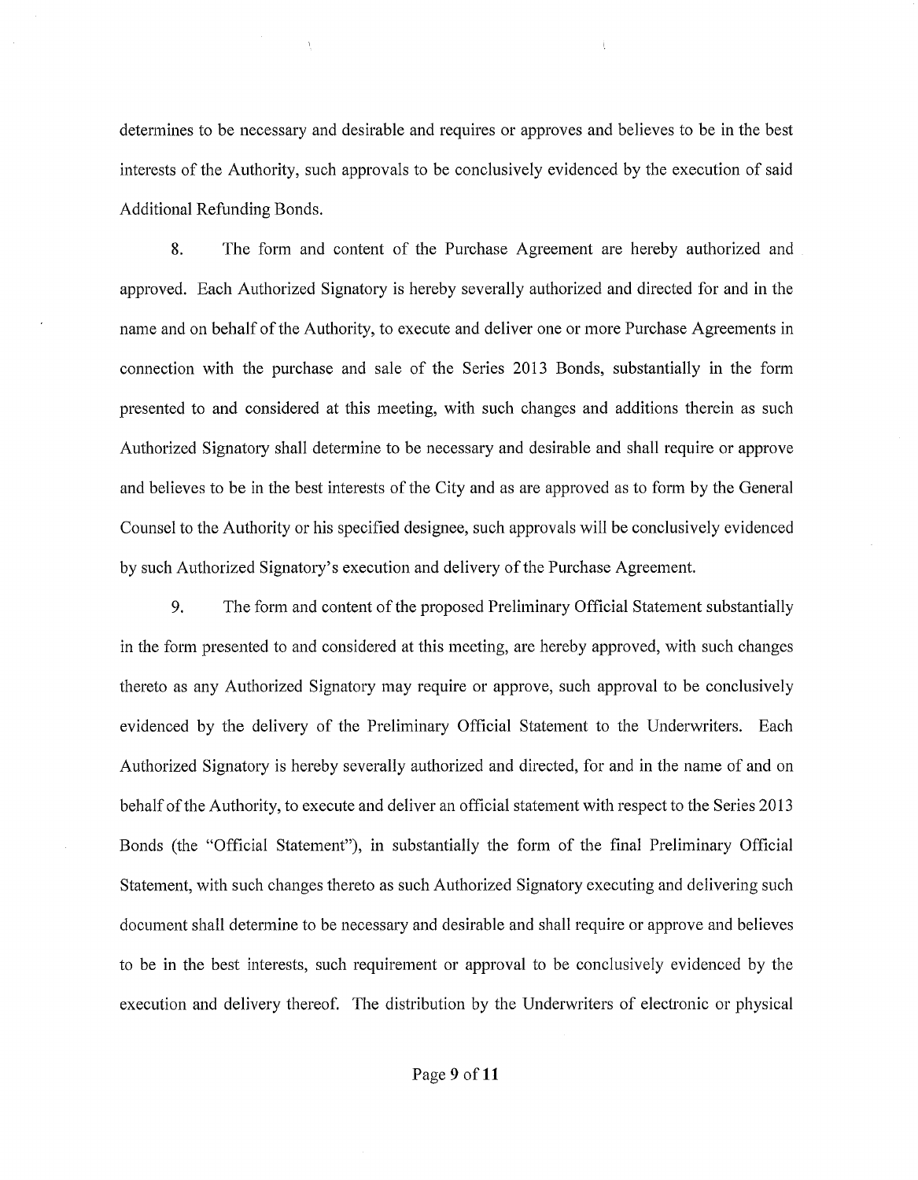determines to be necessary and desirable and requires or approves and believes to be in the best interests of the Authority, such approvals to be conclusively evidenced by the execution of said Additional Refunding Bonds.

8. The form and content of the Purchase Agreement are hereby authorized and approved. Each Authorized Signatory is hereby severally authorized and directed for and in the name and on behalf of the Authority, to execute and deliver one or more Purchase Agreements in connection with the purchase and sale of the Series 2013 Bonds, substantially in the form presented to and considered at this meeting, with such changes and additions therein as such Authorized Signatory shall determine to be necessary and desirable and shall require or approve and believes to be in the best interests of the City and as are approved as to form by the General Counsel to the Authority or his specified designee, such approvals will be conclusively evidenced by such Authorized Signatory's execution and delivery of the Purchase Agreement.

9. The form and content of the proposed Preliminary Official Statement substantially in the form presented to and considered at this meeting, are hereby approved, with such changes thereto as any Authorized Signatory may require or approve, such approval to be conclusively evidenced by the delivery of the Preliminary Official Statement to the Underwriters. Each Authorized Signatory is hereby severally authorized and directed, for and in the name of and on behalf of the Authority, to execute and deliver an official statement with respect to the Series 2013 Bonds (the "Official Statement"), in substantially the form of the final Preliminary Official Statement, with such changes thereto as such Authorized Signatory executing and delivering such document shall determine to be necessary and desirable and shall require or approve and believes to be in the best interests, such requirement or approval to be conclusively evidenced by the execution and delivery thereof. The distribution by the Underwriters of electronic or physical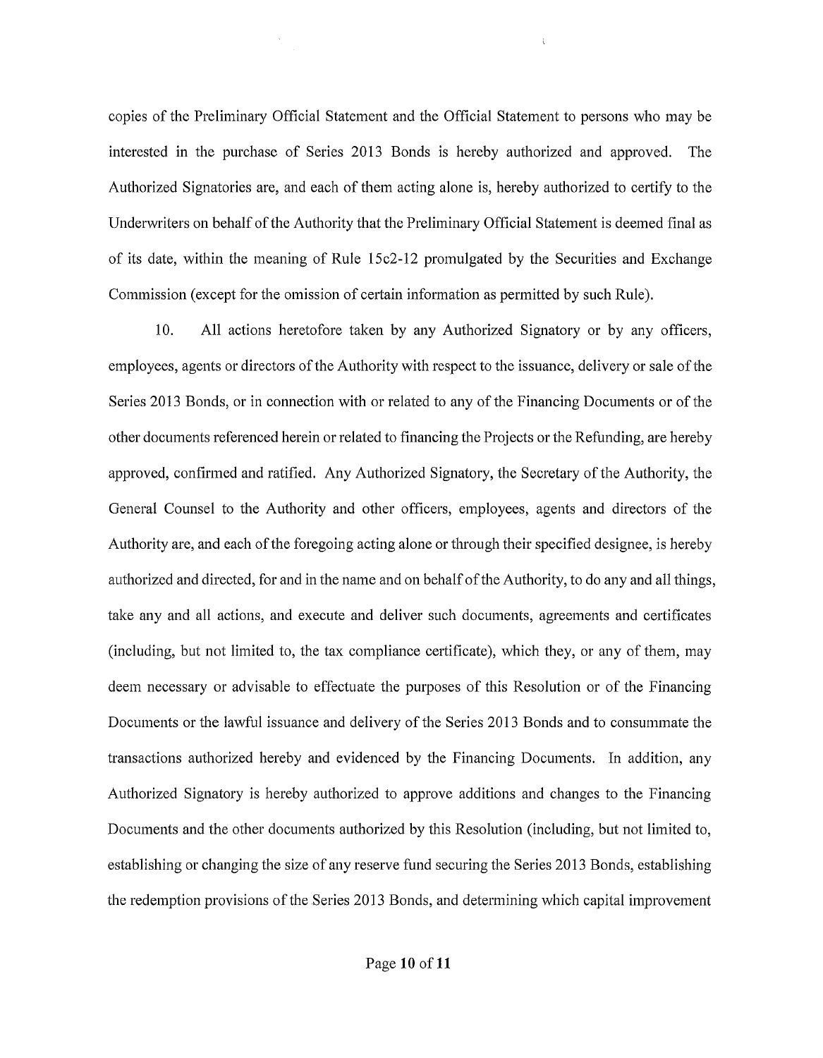copies of the Preliminary Official Statement and the Official Statement to persons who may be interested in the purchase of Series 2013 Bonds is hereby authorized and approved. The Authorized Signatories are, and each of them acting alone is, hereby authorized to certify to the Underwriters on behalf of the Authority that the Preliminary Official Statement is deemed final as of its date, within the meaning of Rule 15c2-12 promulgated by the Securities and Exchange Commission (except for the omission of certain information as permitted by such Rule).

10. All actions heretofore taken by any Authorized Signatory or by any officers, employees, agents or directors of the Authority with respect to the issuance, delivery or sale of the Series 2013 Bonds, or in connection with or related to any of the Financing Documents or of the other documents referenced herein or related to financing the Projects or the Refunding, are hereby approved, confirmed and ratified. Any Authorized Signatory, the Secretary of the Authority, the General Counsel to the Authority and other officers, employees, agents and directors of the Authority are, and each of the foregoing acting alone or through their specified designee, is hereby authorized and directed, for and in the name and on behalf of the Authority, to do any and all things, take any and all actions, and execute and deliver such documents, agreements and certificates (including, but not limited to, the tax compliance certificate), which they, or any of them, may deem necessary or advisable to effectuate the purposes of this Resolution or of the Financing Documents or the lawful issuance and delivery of the Series 2013 Bonds and to consummate the transactions authorized hereby and evidenced by the Financing Documents. In addition, any Authorized Signatory is hereby authorized to approve additions and changes to the Financing Documents and the other documents authorized by this Resolution (including, but not limited to, establishing or changing the size of any reserve fund securing the Series 2013 Bonds, establishing the redemption provisions of the Series 2013 Bonds, and determining which capital improvement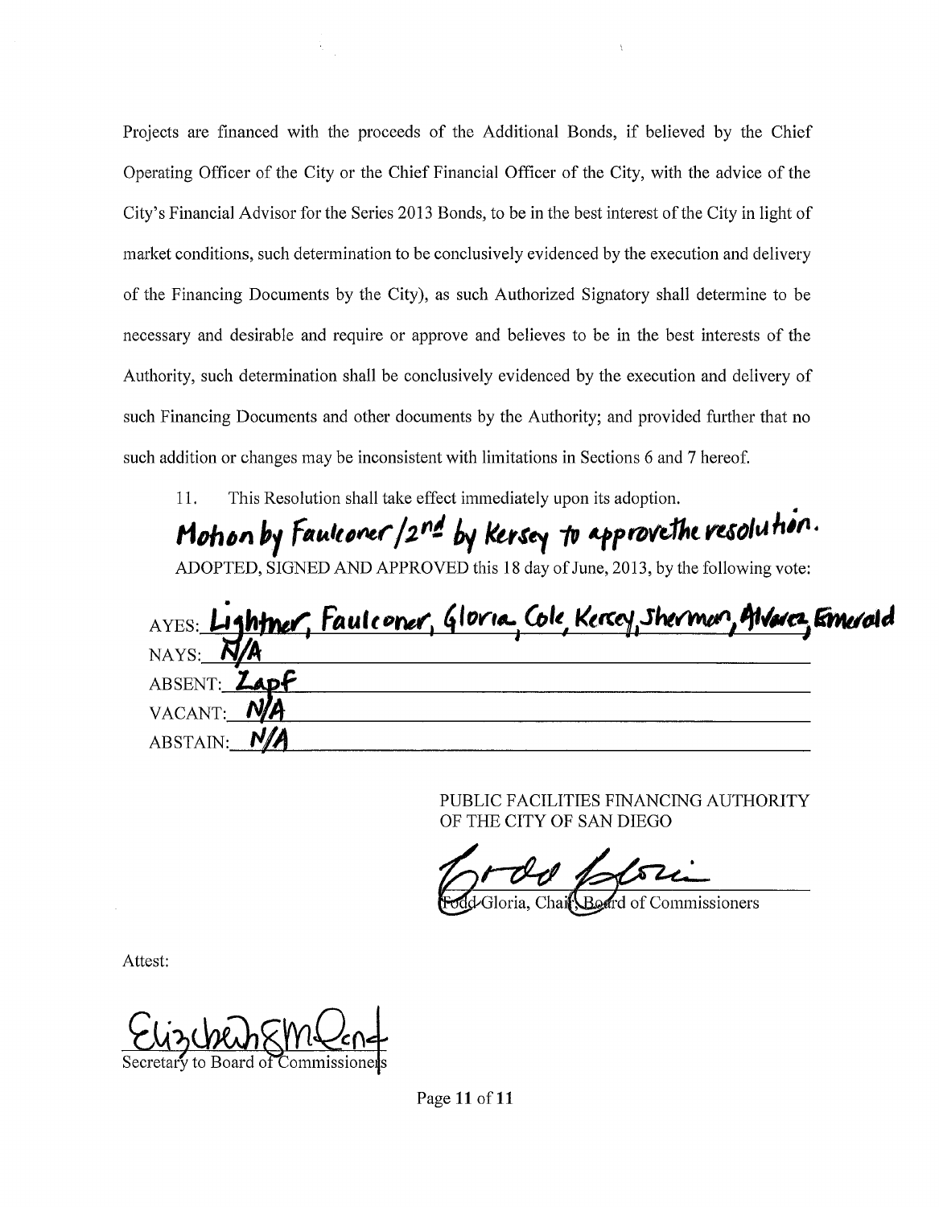Projects are financed with the proceeds of the Additional Bonds, if believed by the Chief Operating Officer of the City or the Chief Financial Officer of the City, with the advice of the City's Financial Advisor for the Series 2013 Bonds, to be in the best interest of the City in light of market conditions, such determination to be conclusively evidenced by the execution and delivery of the Financing Documents by the City), as such Authorized Signatory shall determine to be necessary and desirable and require or approve and believes to be in the best interests of the Authority, such determination shall be conclusively evidenced by the execution and delivery of such Financing Documents and other documents by the Authority; and provided further that no such addition or changes may be inconsistent with limitations in Sections 6 and 7 hereof.

11. This Resolution shall take effect immediately upon its adoption.

Motion by Faulconer/2nd by Kersey to approve the resolution.

ADOPTED, SIGNED AND APPROVED this 18 day of June, 2013, by the following vote:

AYES: Lightner, Faulconer, Gloria, Cole, Kersey, Sherman, Alvarez, Emerald

NAYS: N/A

ABSENT: Zapf

VACANT: N/A

ABSTAIN: N/A

PUBLIC FACILITIES FINANCING AUTHORITY
OF THE CITY OF SAN DIEGO

Todd Gloria, Chair, Board of Commissioners

Attest:

Secretary to Board of Commissioners